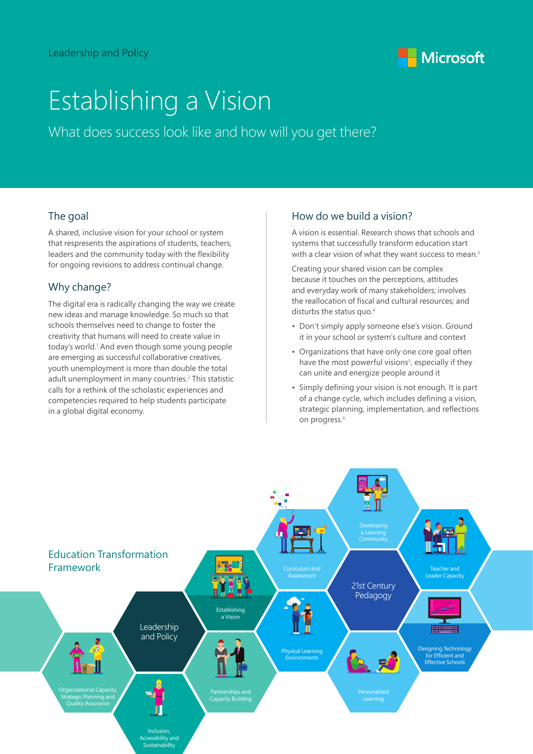Leadership and Policy

# Establishing a Vision

What does success look like and how will you get there?

## The goal

A shared, inclusive vision for your school or system that respresents the aspirations of students, teachers, leaders and the community today with the flexibility for ongoing revisions to address continual change.

## Why change?

The digital era is radically changing the way we create new ideas and manage knowledge. So much so that schools themselves need to change to foster the creativity that humans will need to create value in today's world.[1] And even though some young people are emerging as successful collaborative creatives, youth unemployment is more than double the total adult unemployment in many countries.[2] This statistic calls for a rethink of the scholastic experiences and competencies required to help students participate in a global digital economy.

## How do we build a vision?

A vision is essential. Research shows that schools and systems that successfully transform education start with a clear vision of what they want success to mean.[3]

Creating your shared vision can be complex because it touches on the perceptions, attitudes and everyday work of many stakeholders; involves the reallocation of fiscal and cultural resources; and disturbs the status quo.[4]

- Don't simply apply someone else's vision. Ground it in your school or system's culture and context
- Organizations that have only one core goal often have the most powerful visions[5], especially if they can unite and energize people around it
- Simply defining your vision is not enough. It is part of a change cycle, which includes defining a vision, strategic planning, implementation, and reflections on progress.[6]

## Education Transformation Framework

Leadership and Policy
- Establishing a Vision
- Organizational Capacity, Strategic Planning and Quality Assurance
- Partnerships and Capacity Building
- Inclusion, Accessibility and Sustainability

21st Century Pedagogy
- Curriculum and Assessment
- Developing a Learning Community
- Teacher and Leader Capacity
- Physical Learning Environments
- Designing Technology for Efficient and Effective Schools
- Personalized Learning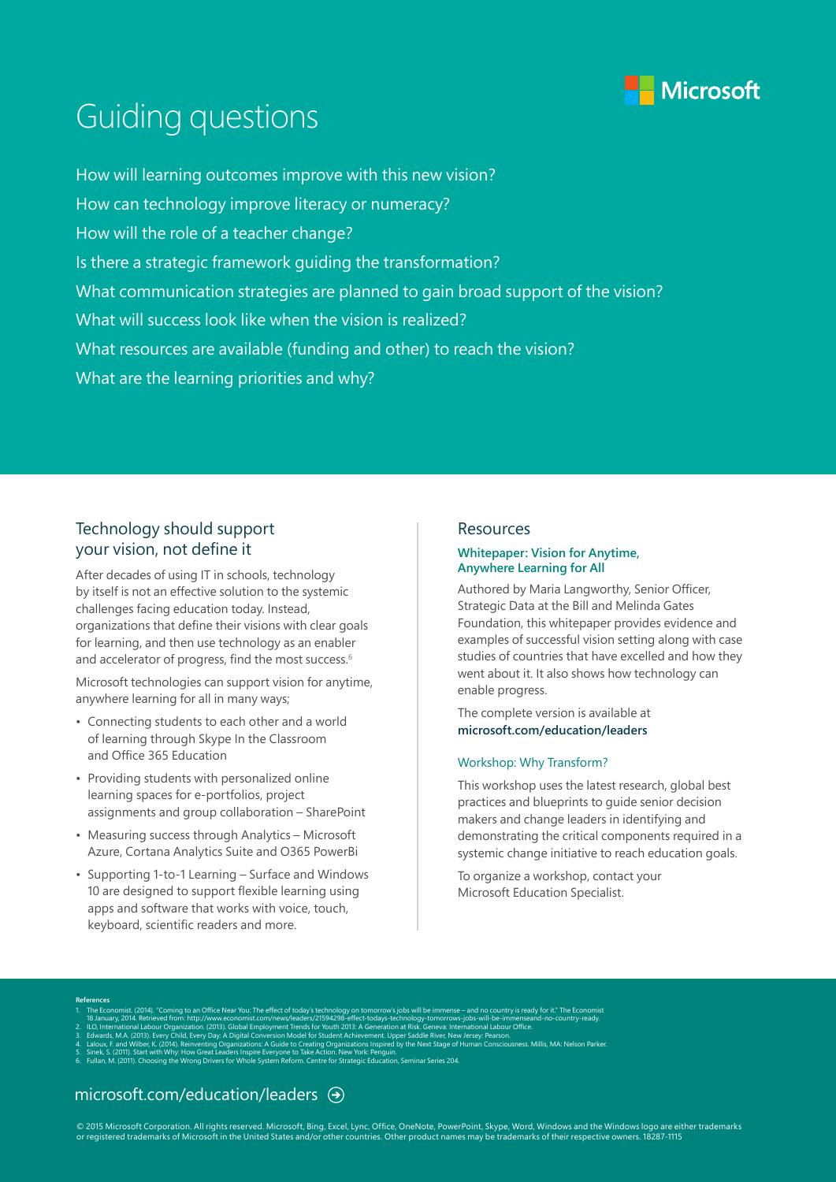# Guiding questions

How will learning outcomes improve with this new vision?

How can technology improve literacy or numeracy?

How will the role of a teacher change?

Is there a strategic framework guiding the transformation?

What communication strategies are planned to gain broad support of the vision?

What will success look like when the vision is realized?

What resources are available (funding and other) to reach the vision?

What are the learning priorities and why?

## Technology should support your vision, not define it

After decades of using IT in schools, technology by itself is not an effective solution to the systemic challenges facing education today. Instead, organizations that define their visions with clear goals for learning, and then use technology as an enabler and accelerator of progress, find the most success.[6]

Microsoft technologies can support vision for anytime, anywhere learning for all in many ways;

- Connecting students to each other and a world of learning through Skype In the Classroom and Office 365 Education
- Providing students with personalized online learning spaces for e-portfolios, project assignments and group collaboration – SharePoint
- Measuring success through Analytics – Microsoft Azure, Cortana Analytics Suite and O365 PowerBi
- Supporting 1-to-1 Learning – Surface and Windows 10 are designed to support flexible learning using apps and software that works with voice, touch, keyboard, scientific readers and more.

## Resources

### Whitepaper: Vision for Anytime, Anywhere Learning for All

Authored by Maria Langworthy, Senior Officer, Strategic Data at the Bill and Melinda Gates Foundation, this whitepaper provides evidence and examples of successful vision setting along with case studies of countries that have excelled and how they went about it. It also shows how technology can enable progress.

The complete version is available at **microsoft.com/education/leaders**

### Workshop: Why Transform?

This workshop uses the latest research, global best practices and blueprints to guide senior decision makers and change leaders in identifying and demonstrating the critical components required in a systemic change initiative to reach education goals.

To organize a workshop, contact your Microsoft Education Specialist.

**References**

1. The Economist. (2014). "Coming to an Office Near You: The effect of today's technology on tomorrow's jobs will be immense – and no country is ready for it." The Economist 18 January, 2014. Retrieved from: http://www.economist.com/news/leaders/21594298-effect-todays-technology-tomorrows-jobs-will-be-immenseand-no-country-ready.
2. ILO, International Labour Organization. (2013). Global Employment Trends for Youth 2013: A Generation at Risk. Geneva: International Labour Office.
3. Edwards, M.A. (2013). Every Child, Every Day: A Digital Conversion Model for Student Achievement. Upper Saddle River, New Jersey: Pearson.
4. Laloux, F. and Wilber, K. (2014). Reinventing Organizations: A Guide to Creating Organizations Inspired by the Next Stage of Human Consciousness. Millis, MA: Nelson Parker.
5. Sinek, S. (2011). Start with Why: How Great Leaders Inspire Everyone to Take Action. New York: Penguin.
6. Fullan, M. (2011). Choosing the Wrong Drivers for Whole System Reform. Centre for Strategic Education, Seminar Series 204.

microsoft.com/education/leaders

© 2015 Microsoft Corporation. All rights reserved. Microsoft, Bing, Excel, Lync, Office, OneNote, PowerPoint, Skype, Word, Windows and the Windows logo are either trademarks or registered trademarks of Microsoft in the United States and/or other countries. Other product names may be trademarks of their respective owners. 18287-1115